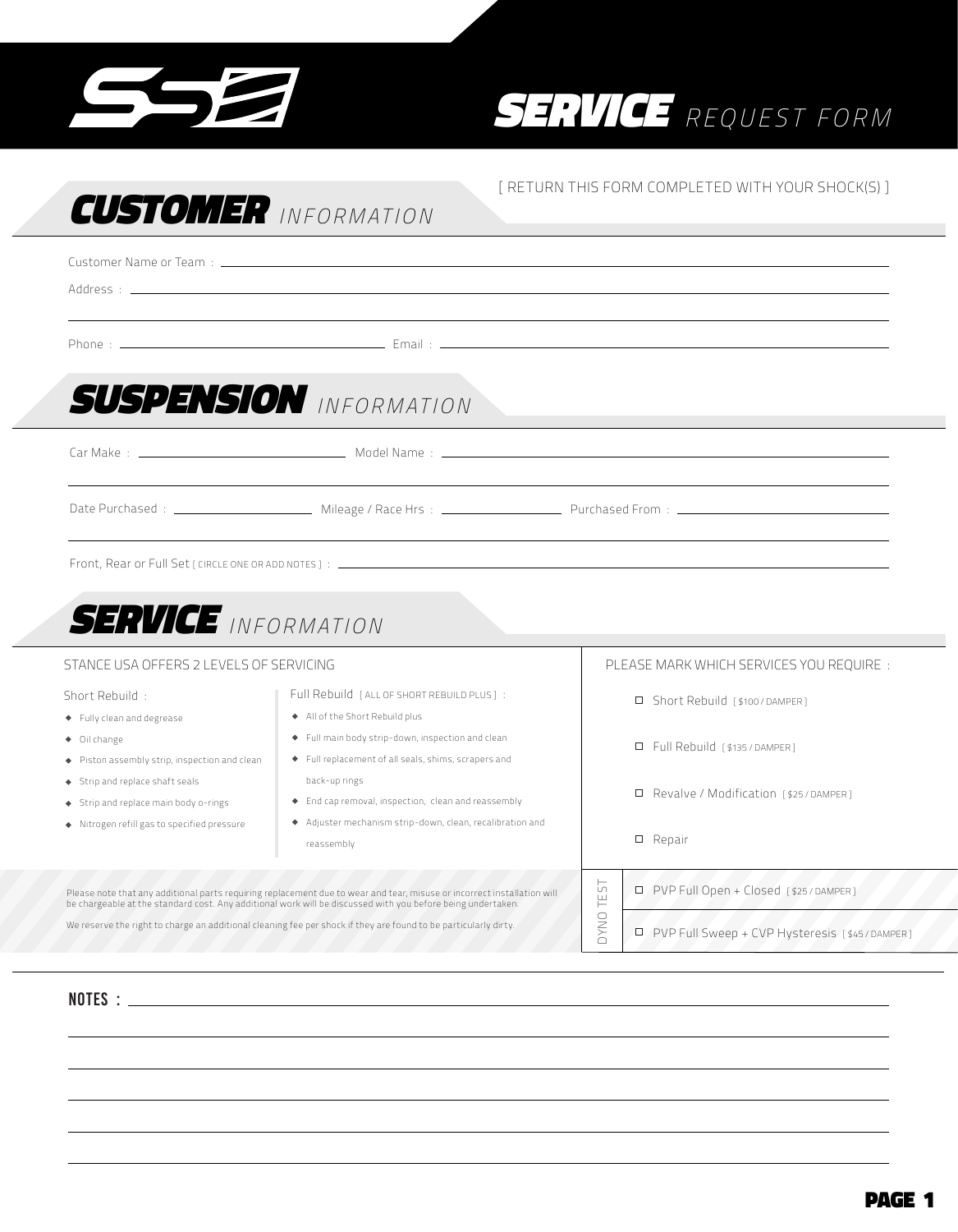# SERVICE REQUEST FORM

[ RETURN THIS FORM COMPLETED WITH YOUR SHOCK(S) ]

## CUSTOMER INFORMATION

Customer Name or Team : ______________________________

Address : ______________________________

______________________________

Phone : ______________________________ Email : ______________________________

## SUSPENSION INFORMATION

Car Make : ______________________________ Model Name : ______________________________

______________________________

Date Purchased : ______________ Mileage / Race Hrs : ______________ Purchased From : ______________

______________________________

Front, Rear or Full Set [ CIRCLE ONE OR ADD NOTES ] : ______________________________

## SERVICE INFORMATION

STANCE USA OFFERS 2 LEVELS OF SERVICING

Short Rebuild :

- Fully clean and degrease
- Oil change
- Piston assembly strip, inspection and clean
- Strip and replace shaft seals
- Strip and replace main body o-rings
- Nitrogen refill gas to specified pressure

Full Rebuild [ ALL OF SHORT REBUILD PLUS ] :

- All of the Short Rebuild plus
- Full main body strip-down, inspection and clean
- Full replacement of all seals, shims, scrapers and back-up rings
- End cap removal, inspection, clean and reassembly
- Adjuster mechanism strip-down, clean, recalibration and reassembly

PLEASE MARK WHICH SERVICES YOU REQUIRE :

- ☐ Short Rebuild [ $100 / DAMPER ]
- ☐ Full Rebuild [ $135 / DAMPER ]
- ☐ Revalve / Modification [ $25 / DAMPER ]
- ☐ Repair

DYNO TEST

- ☐ PVP Full Open + Closed [ $25 / DAMPER ]
- ☐ PVP Full Sweep + CVP Hysteresis [ $45 / DAMPER ]

Please note that any additional parts requiring replacement due to wear and tear, misuse or incorrect installation will be chargeable at the standard cost. Any additional work will be discussed with you before being undertaken.

We reserve the right to charge an additional cleaning fee per shock if they are found to be particularly dirty.

**NOTES :** ______________________________

______________________________

______________________________

______________________________

______________________________

______________________________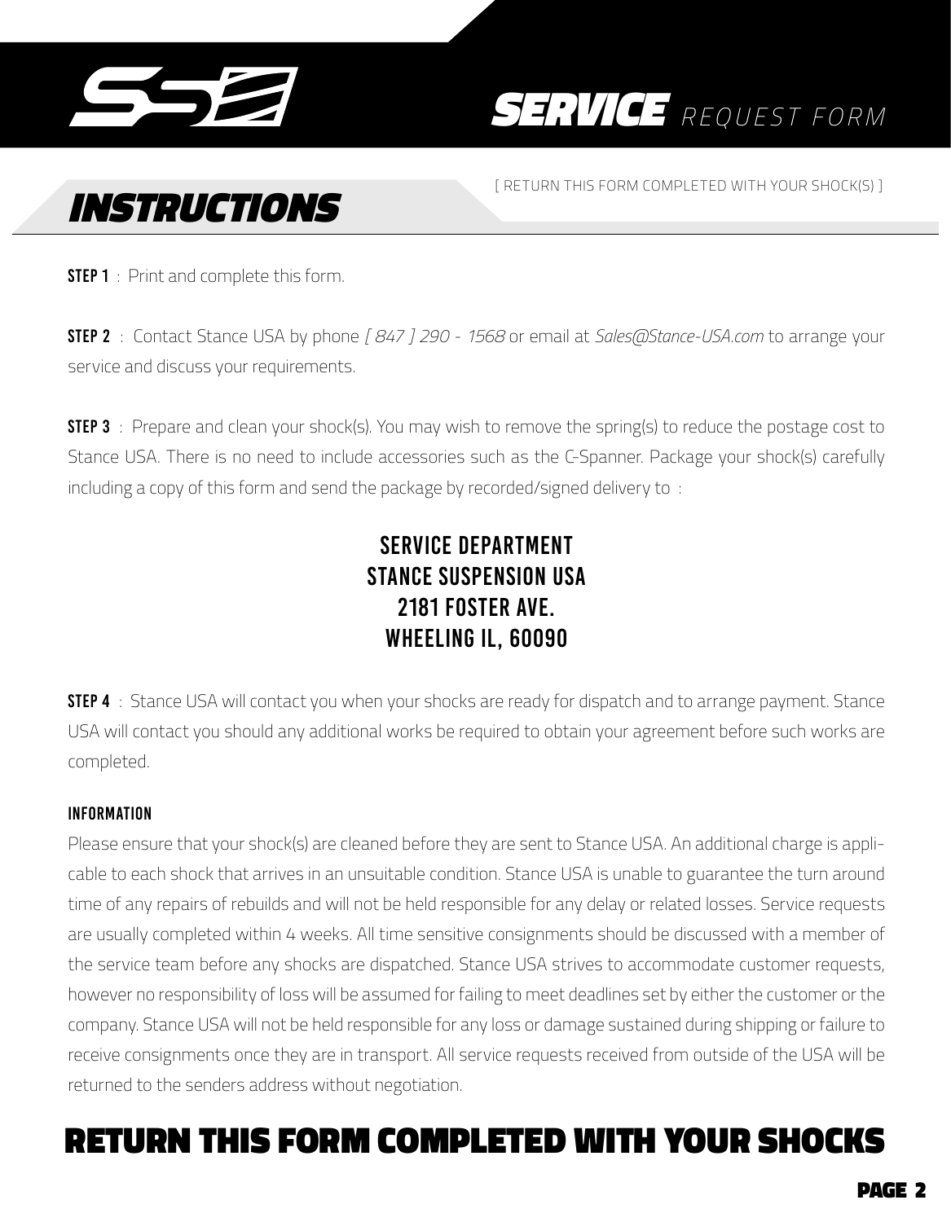# SERVICE *REQUEST FORM*

## INSTRUCTIONS

[ RETURN THIS FORM COMPLETED WITH YOUR SHOCK(S) ]

**STEP 1** : Print and complete this form.

**STEP 2** : Contact Stance USA by phone *[ 847 ] 290 - 1568* or email at *Sales@Stance-USA.com* to arrange your service and discuss your requirements.

**STEP 3** : Prepare and clean your shock(s). You may wish to remove the spring(s) to reduce the postage cost to Stance USA. There is no need to include accessories such as the C-Spanner. Package your shock(s) carefully including a copy of this form and send the package by recorded/signed delivery to :

**SERVICE DEPARTMENT**
**STANCE SUSPENSION USA**
**2181 FOSTER AVE.**
**WHEELING IL, 60090**

**STEP 4** : Stance USA will contact you when your shocks are ready for dispatch and to arrange payment. Stance USA will contact you should any additional works be required to obtain your agreement before such works are completed.

**INFORMATION**

Please ensure that your shock(s) are cleaned before they are sent to Stance USA. An additional charge is applicable to each shock that arrives in an unsuitable condition. Stance USA is unable to guarantee the turn around time of any repairs of rebuilds and will not be held responsible for any delay or related losses. Service requests are usually completed within 4 weeks. All time sensitive consignments should be discussed with a member of the service team before any shocks are dispatched. Stance USA strives to accommodate customer requests, however no responsibility of loss will be assumed for failing to meet deadlines set by either the customer or the company. Stance USA will not be held responsible for any loss or damage sustained during shipping or failure to receive consignments once they are in transport. All service requests received from outside of the USA will be returned to the senders address without negotiation.

## RETURN THIS FORM COMPLETED WITH YOUR SHOCKS